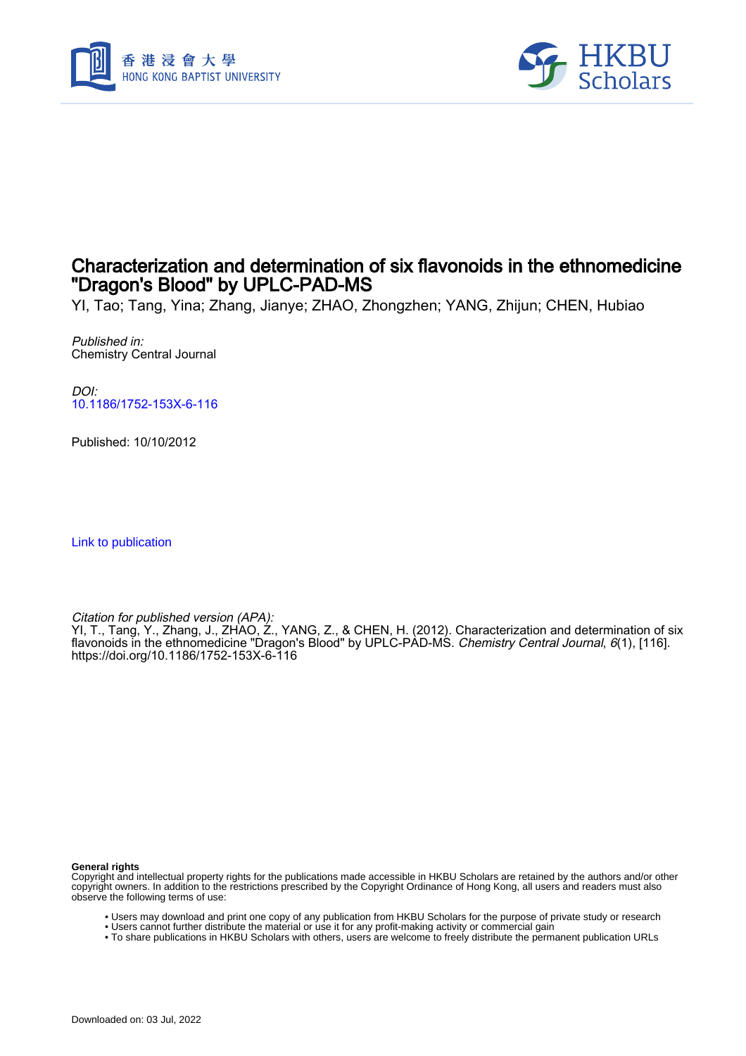# Characterization and determination of six flavonoids in the ethnomedicine "Dragon's Blood" by UPLC-PAD-MS

YI, Tao; Tang, Yina; Zhang, Jianye; ZHAO, Zhongzhen; YANG, Zhijun; CHEN, Hubiao

*Published in:*
Chemistry Central Journal

*DOI:*
10.1186/1752-153X-6-116

Published: 10/10/2012

Link to publication

*Citation for published version (APA):*
YI, T., Tang, Y., Zhang, J., ZHAO, Z., YANG, Z., & CHEN, H. (2012). Characterization and determination of six flavonoids in the ethnomedicine "Dragon's Blood" by UPLC-PAD-MS. *Chemistry Central Journal*, *6*(1), [116]. https://doi.org/10.1186/1752-153X-6-116

**General rights**
Copyright and intellectual property rights for the publications made accessible in HKBU Scholars are retained by the authors and/or other copyright owners. In addition to the restrictions prescribed by the Copyright Ordinance of Hong Kong, all users and readers must also observe the following terms of use:

- Users may download and print one copy of any publication from HKBU Scholars for the purpose of private study or research
- Users cannot further distribute the material or use it for any profit-making activity or commercial gain
- To share publications in HKBU Scholars with others, users are welcome to freely distribute the permanent publication URLs

Downloaded on: 03 Jul, 2022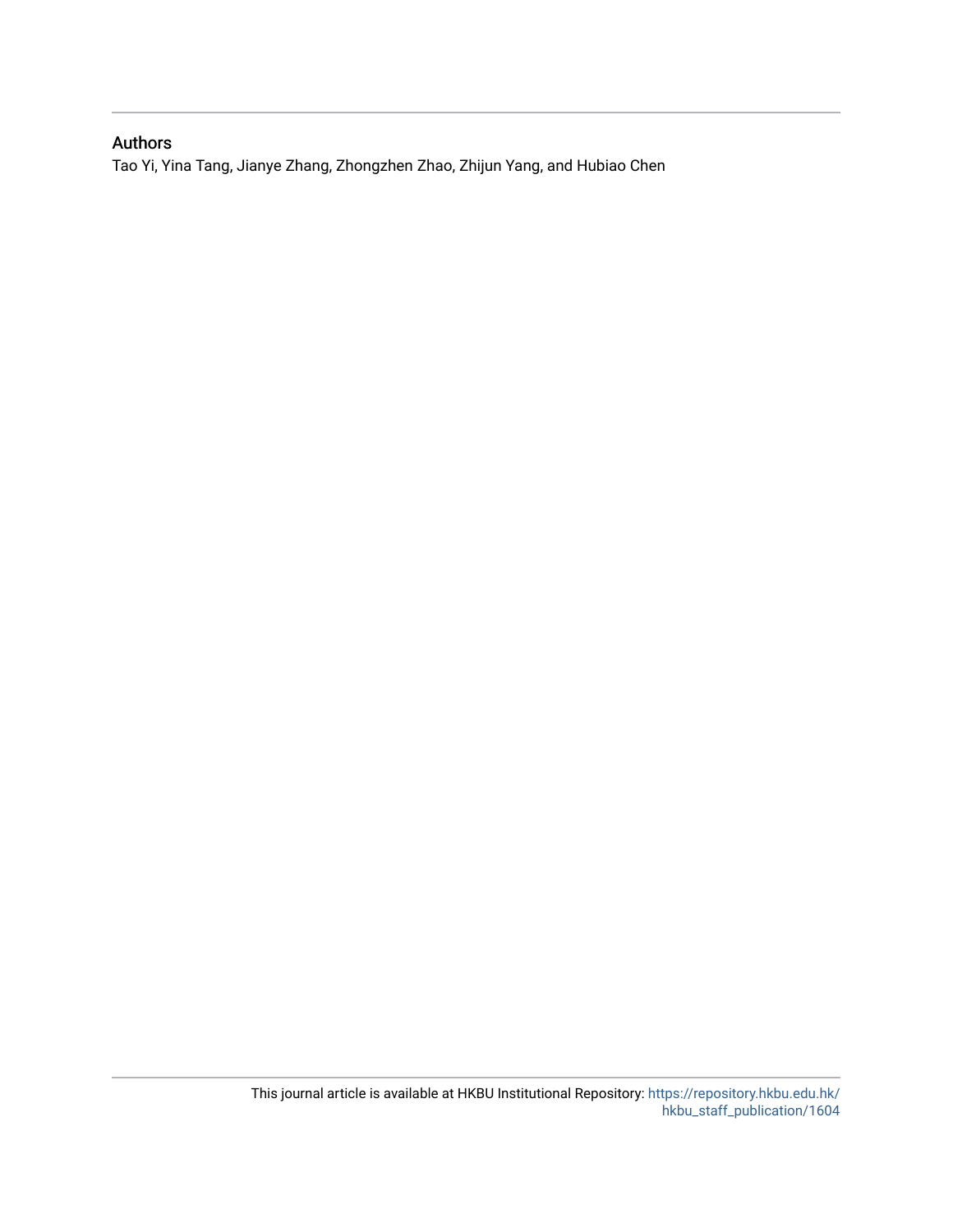## Authors

Tao Yi, Yina Tang, Jianye Zhang, Zhongzhen Zhao, Zhijun Yang, and Hubiao Chen

This journal article is available at HKBU Institutional Repository: https://repository.hkbu.edu.hk/hkbu_staff_publication/1604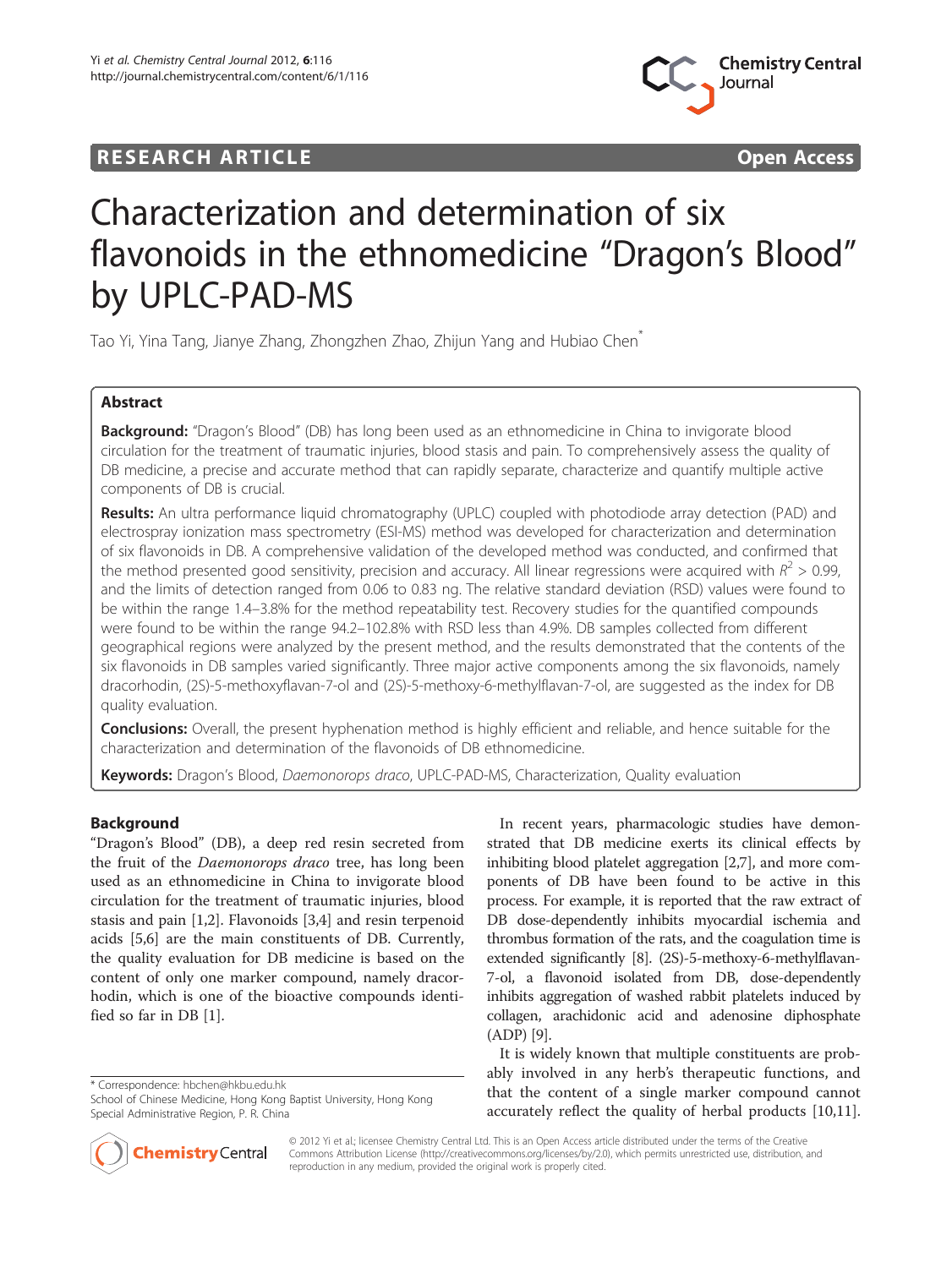# Characterization and determination of six flavonoids in the ethnomedicine "Dragon's Blood" by UPLC-PAD-MS

Tao Yi, Yina Tang, Jianye Zhang, Zhongzhen Zhao, Zhijun Yang and Hubiao Chen*

## Abstract

**Background:** "Dragon's Blood" (DB) has long been used as an ethnomedicine in China to invigorate blood circulation for the treatment of traumatic injuries, blood stasis and pain. To comprehensively assess the quality of DB medicine, a precise and accurate method that can rapidly separate, characterize and quantify multiple active components of DB is crucial.

**Results:** An ultra performance liquid chromatography (UPLC) coupled with photodiode array detection (PAD) and electrospray ionization mass spectrometry (ESI-MS) method was developed for characterization and determination of six flavonoids in DB. A comprehensive validation of the developed method was conducted, and confirmed that the method presented good sensitivity, precision and accuracy. All linear regressions were acquired with $R^2 > 0.99$, and the limits of detection ranged from 0.06 to 0.83 ng. The relative standard deviation (RSD) values were found to be within the range 1.4–3.8% for the method repeatability test. Recovery studies for the quantified compounds were found to be within the range 94.2–102.8% with RSD less than 4.9%. DB samples collected from different geographical regions were analyzed by the present method, and the results demonstrated that the contents of the six flavonoids in DB samples varied significantly. Three major active components among the six flavonoids, namely dracorhodin, (2S)-5-methoxyflavan-7-ol and (2S)-5-methoxy-6-methylflavan-7-ol, are suggested as the index for DB quality evaluation.

**Conclusions:** Overall, the present hyphenation method is highly efficient and reliable, and hence suitable for the characterization and determination of the flavonoids of DB ethnomedicine.

**Keywords:** Dragon's Blood, *Daemonorops draco*, UPLC-PAD-MS, Characterization, Quality evaluation

## Background

"Dragon's Blood" (DB), a deep red resin secreted from the fruit of the *Daemonorops draco* tree, has long been used as an ethnomedicine in China to invigorate blood circulation for the treatment of traumatic injuries, blood stasis and pain [1,2]. Flavonoids [3,4] and resin terpenoid acids [5,6] are the main constituents of DB. Currently, the quality evaluation for DB medicine is based on the content of only one marker compound, namely dracorhodin, which is one of the bioactive compounds identified so far in DB [1].

In recent years, pharmacologic studies have demonstrated that DB medicine exerts its clinical effects by inhibiting blood platelet aggregation [2,7], and more components of DB have been found to be active in this process. For example, it is reported that the raw extract of DB dose-dependently inhibits myocardial ischemia and thrombus formation of the rats, and the coagulation time is extended significantly [8]. (2S)-5-methoxy-6-methylflavan-7-ol, a flavonoid isolated from DB, dose-dependently inhibits aggregation of washed rabbit platelets induced by collagen, arachidonic acid and adenosine diphosphate (ADP) [9].

It is widely known that multiple constituents are probably involved in any herb's therapeutic functions, and that the content of a single marker compound cannot accurately reflect the quality of herbal products [10,11].

\* Correspondence: hbchen@hkbu.edu.hk
School of Chinese Medicine, Hong Kong Baptist University, Hong Kong Special Administrative Region, P. R. China

© 2012 Yi et al.; licensee Chemistry Central Ltd. This is an Open Access article distributed under the terms of the Creative Commons Attribution License (http://creativecommons.org/licenses/by/2.0), which permits unrestricted use, distribution, and reproduction in any medium, provided the original work is properly cited.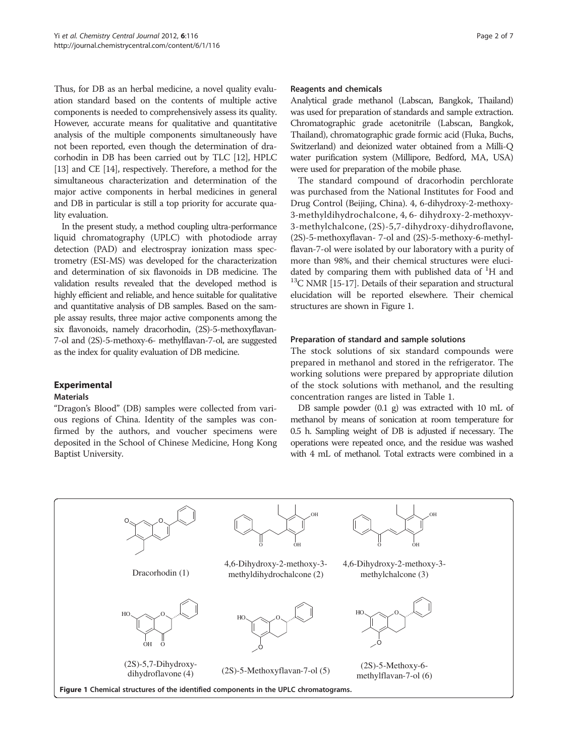Thus, for DB as an herbal medicine, a novel quality evaluation standard based on the contents of multiple active components is needed to comprehensively assess its quality. However, accurate means for qualitative and quantitative analysis of the multiple components simultaneously have not been reported, even though the determination of dracorhodin in DB has been carried out by TLC [12], HPLC [13] and CE [14], respectively. Therefore, a method for the simultaneous characterization and determination of the major active components in herbal medicines in general and DB in particular is still a top priority for accurate quality evaluation.

In the present study, a method coupling ultra-performance liquid chromatography (UPLC) with photodiode array detection (PAD) and electrospray ionization mass spectrometry (ESI-MS) was developed for the characterization and determination of six flavonoids in DB medicine. The validation results revealed that the developed method is highly efficient and reliable, and hence suitable for qualitative and quantitative analysis of DB samples. Based on the sample assay results, three major active components among the six flavonoids, namely dracorhodin, (2S)-5-methoxyflavan-7-ol and (2S)-5-methoxy-6- methylflavan-7-ol, are suggested as the index for quality evaluation of DB medicine.

## Experimental

### Materials

"Dragon's Blood" (DB) samples were collected from various regions of China. Identity of the samples was confirmed by the authors, and voucher specimens were deposited in the School of Chinese Medicine, Hong Kong Baptist University.

### Reagents and chemicals

Analytical grade methanol (Labscan, Bangkok, Thailand) was used for preparation of standards and sample extraction. Chromatographic grade acetonitrile (Labscan, Bangkok, Thailand), chromatographic grade formic acid (Fluka, Buchs, Switzerland) and deionized water obtained from a Milli-Q water purification system (Millipore, Bedford, MA, USA) were used for preparation of the mobile phase.

The standard compound of dracorhodin perchlorate was purchased from the National Institutes for Food and Drug Control (Beijing, China). 4, 6-dihydroxy-2-methoxy-3-methyldihydrochalcone, 4, 6- dihydroxy-2-methoxyv-3-methylchalcone, (2S)-5,7-dihydroxy-dihydroflavone, (2S)-5-methoxyflavan- 7-ol and (2S)-5-methoxy-6-methylflavan-7-ol were isolated by our laboratory with a purity of more than 98%, and their chemical structures were elucidated by comparing them with published data of $^{1}H$ and $^{13}C$ NMR [15-17]. Details of their separation and structural elucidation will be reported elsewhere. Their chemical structures are shown in Figure 1.

### Preparation of standard and sample solutions

The stock solutions of six standard compounds were prepared in methanol and stored in the refrigerator. The working solutions were prepared by appropriate dilution of the stock solutions with methanol, and the resulting concentration ranges are listed in Table 1.

DB sample powder (0.1 g) was extracted with 10 mL of methanol by means of sonication at room temperature for 0.5 h. Sampling weight of DB is adjusted if necessary. The operations were repeated once, and the residue was washed with 4 mL of methanol. Total extracts were combined in a

Dracorhodin (1)

4,6-Dihydroxy-2-methoxy-3-methyldihydrochalcone (2)

4,6-Dihydroxy-2-methoxy-3-methylchalcone (3)

(2S)-5,7-Dihydroxy-dihydroflavone (4)

(2S)-5-Methoxyflavan-7-ol (5)

(2S)-5-Methoxy-6-methylflavan-7-ol (6)

**Figure 1 Chemical structures of the identified components in the UPLC chromatograms.**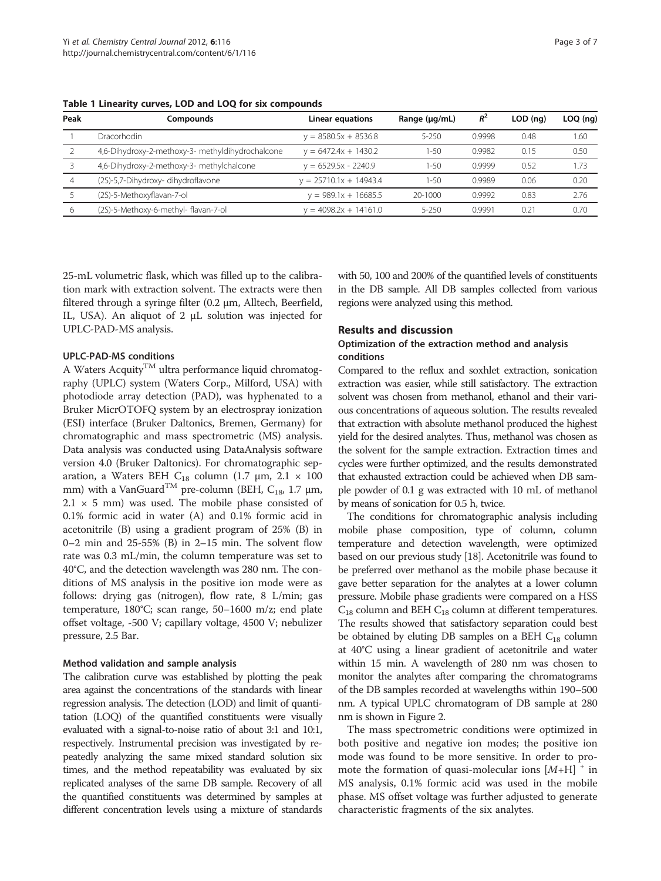**Table 1 Linearity curves, LOD and LOQ for six compounds**

| Peak | Compounds | Linear equations | Range (μg/mL) | $R^2$ | LOD (ng) | LOQ (ng) |
|---|---|---|---|---|---|---|
| 1 | Dracorhodin | y = 8580.5x + 8536.8 | 5-250 | 0.9998 | 0.48 | 1.60 |
| 2 | 4,6-Dihydroxy-2-methoxy-3- methyldihydrochalcone | y = 6472.4x + 1430.2 | 1-50 | 0.9982 | 0.15 | 0.50 |
| 3 | 4,6-Dihydroxy-2-methoxy-3- methylchalcone | y = 6529.5x - 2240.9 | 1-50 | 0.9999 | 0.52 | 1.73 |
| 4 | (2S)-5,7-Dihydroxy- dihydroflavone | y = 25710.1x + 14943.4 | 1-50 | 0.9989 | 0.06 | 0.20 |
| 5 | (2S)-5-Methoxyflavan-7-ol | y = 989.1x + 16685.5 | 20-1000 | 0.9992 | 0.83 | 2.76 |
| 6 | (2S)-5-Methoxy-6-methyl- flavan-7-ol | y = 4098.2x + 14161.0 | 5-250 | 0.9991 | 0.21 | 0.70 |

25-mL volumetric flask, which was filled up to the calibration mark with extraction solvent. The extracts were then filtered through a syringe filter (0.2 μm, Alltech, Beerfield, IL, USA). An aliquot of 2 μL solution was injected for UPLC-PAD-MS analysis.

### UPLC-PAD-MS conditions

A Waters Acquity$^{TM}$ ultra performance liquid chromatography (UPLC) system (Waters Corp., Milford, USA) with photodiode array detection (PAD), was hyphenated to a Bruker MicrOTOFQ system by an electrospray ionization (ESI) interface (Bruker Daltonics, Bremen, Germany) for chromatographic and mass spectrometric (MS) analysis. Data analysis was conducted using DataAnalysis software version 4.0 (Bruker Daltonics). For chromatographic separation, a Waters BEH $C_{18}$ column (1.7 μm, 2.1 × 100 mm) with a VanGuard$^{TM}$ pre-column (BEH, $C_{18}$, 1.7 μm, 2.1 × 5 mm) was used. The mobile phase consisted of 0.1% formic acid in water (A) and 0.1% formic acid in acetonitrile (B) using a gradient program of 25% (B) in 0–2 min and 25-55% (B) in 2–15 min. The solvent flow rate was 0.3 mL/min, the column temperature was set to 40°C, and the detection wavelength was 280 nm. The conditions of MS analysis in the positive ion mode were as follows: drying gas (nitrogen), flow rate, 8 L/min; gas temperature, 180°C; scan range, 50–1600 m/z; end plate offset voltage, -500 V; capillary voltage, 4500 V; nebulizer pressure, 2.5 Bar.

### Method validation and sample analysis

The calibration curve was established by plotting the peak area against the concentrations of the standards with linear regression analysis. The detection (LOD) and limit of quantitation (LOQ) of the quantified constituents were visually evaluated with a signal-to-noise ratio of about 3:1 and 10:1, respectively. Instrumental precision was investigated by repeatedly analyzing the same mixed standard solution six times, and the method repeatability was evaluated by six replicated analyses of the same DB sample. Recovery of all the quantified constituents was determined by samples at different concentration levels using a mixture of standards with 50, 100 and 200% of the quantified levels of constituents in the DB sample. All DB samples collected from various regions were analyzed using this method.

## Results and discussion

### Optimization of the extraction method and analysis conditions

Compared to the reflux and soxhlet extraction, sonication extraction was easier, while still satisfactory. The extraction solvent was chosen from methanol, ethanol and their various concentrations of aqueous solution. The results revealed that extraction with absolute methanol produced the highest yield for the desired analytes. Thus, methanol was chosen as the solvent for the sample extraction. Extraction times and cycles were further optimized, and the results demonstrated that exhausted extraction could be achieved when DB sample powder of 0.1 g was extracted with 10 mL of methanol by means of sonication for 0.5 h, twice.

The conditions for chromatographic analysis including mobile phase composition, type of column, column temperature and detection wavelength, were optimized based on our previous study [18]. Acetonitrile was found to be preferred over methanol as the mobile phase because it gave better separation for the analytes at a lower column pressure. Mobile phase gradients were compared on a HSS $C_{18}$ column and BEH $C_{18}$ column at different temperatures. The results showed that satisfactory separation could best be obtained by eluting DB samples on a BEH $C_{18}$ column at 40°C using a linear gradient of acetonitrile and water within 15 min. A wavelength of 280 nm was chosen to monitor the analytes after comparing the chromatograms of the DB samples recorded at wavelengths within 190–500 nm. A typical UPLC chromatogram of DB sample at 280 nm is shown in Figure 2.

The mass spectrometric conditions were optimized in both positive and negative ion modes; the positive ion mode was found to be more sensitive. In order to promote the formation of quasi-molecular ions $[M+H]^+$ in MS analysis, 0.1% formic acid was used in the mobile phase. MS offset voltage was further adjusted to generate characteristic fragments of the six analytes.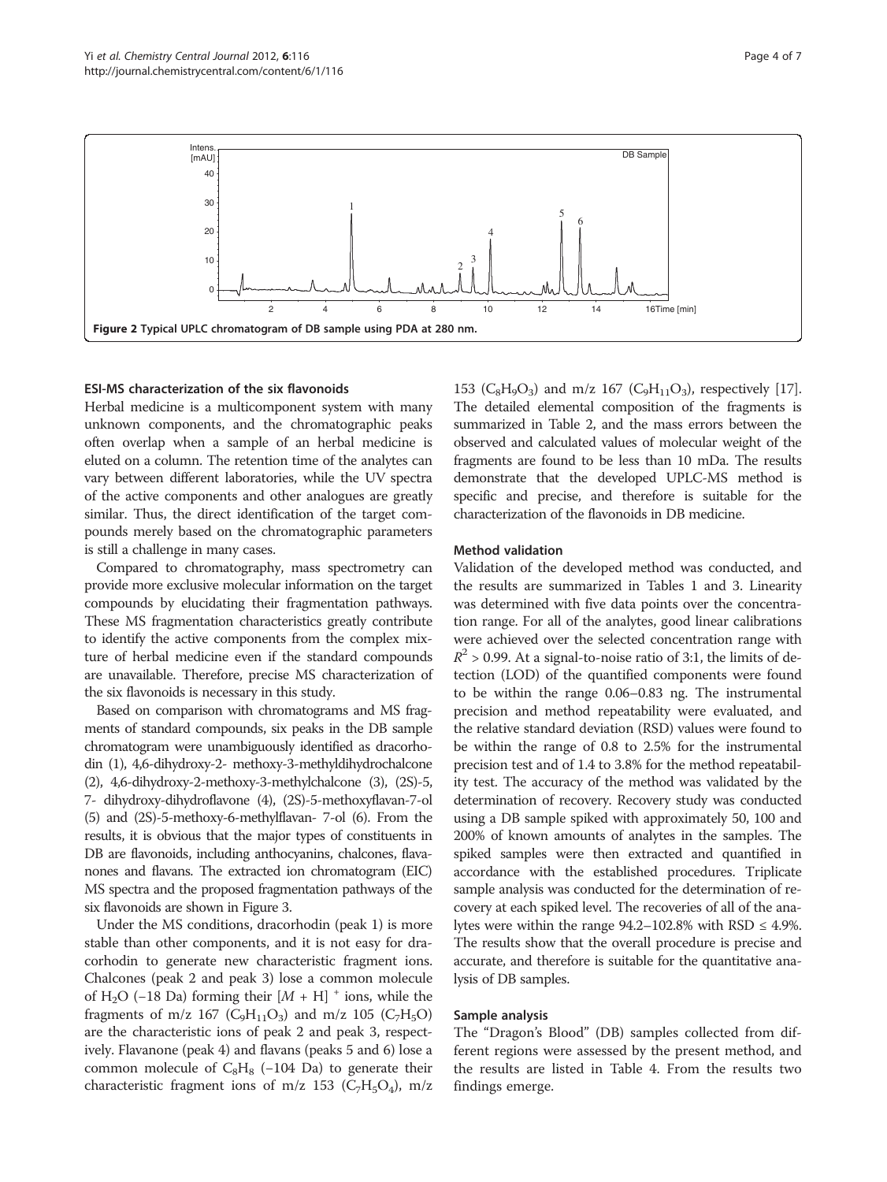Figure 2 Typical UPLC chromatogram of DB sample using PDA at 280 nm.

### ESI-MS characterization of the six flavonoids

Herbal medicine is a multicomponent system with many unknown components, and the chromatographic peaks often overlap when a sample of an herbal medicine is eluted on a column. The retention time of the analytes can vary between different laboratories, while the UV spectra of the active components and other analogues are greatly similar. Thus, the direct identification of the target compounds merely based on the chromatographic parameters is still a challenge in many cases.

Compared to chromatography, mass spectrometry can provide more exclusive molecular information on the target compounds by elucidating their fragmentation pathways. These MS fragmentation characteristics greatly contribute to identify the active components from the complex mixture of herbal medicine even if the standard compounds are unavailable. Therefore, precise MS characterization of the six flavonoids is necessary in this study.

Based on comparison with chromatograms and MS fragments of standard compounds, six peaks in the DB sample chromatogram were unambiguously identified as dracorhodin (1), 4,6-dihydroxy-2- methoxy-3-methyldihydrochalcone (2), 4,6-dihydroxy-2-methoxy-3-methylchalcone (3), (2S)-5, 7- dihydroxy-dihydroflavone (4), (2S)-5-methoxyflavan-7-ol (5) and (2S)-5-methoxy-6-methylflavan- 7-ol (6). From the results, it is obvious that the major types of constituents in DB are flavonoids, including anthocyanins, chalcones, flavanones and flavans. The extracted ion chromatogram (EIC) MS spectra and the proposed fragmentation pathways of the six flavonoids are shown in Figure 3.

Under the MS conditions, dracorhodin (peak 1) is more stable than other components, and it is not easy for dracorhodin to generate new characteristic fragment ions. Chalcones (peak 2 and peak 3) lose a common molecule of $H_2O$ (−18 Da) forming their $[M + H]^+$ ions, while the fragments of m/z 167 ($C_9H_{11}O_3$) and m/z 105 ($C_7H_5O$) are the characteristic ions of peak 2 and peak 3, respectively. Flavanone (peak 4) and flavans (peaks 5 and 6) lose a common molecule of $C_8H_8$ (−104 Da) to generate their characteristic fragment ions of m/z 153 ($C_7H_5O_4$), m/z 153 ($C_8H_9O_3$) and m/z 167 ($C_9H_{11}O_3$), respectively [17]. The detailed elemental composition of the fragments is summarized in Table 2, and the mass errors between the observed and calculated values of molecular weight of the fragments are found to be less than 10 mDa. The results demonstrate that the developed UPLC-MS method is specific and precise, and therefore is suitable for the characterization of the flavonoids in DB medicine.

### Method validation

Validation of the developed method was conducted, and the results are summarized in Tables 1 and 3. Linearity was determined with five data points over the concentration range. For all of the analytes, good linear calibrations were achieved over the selected concentration range with $R^2 > 0.99$. At a signal-to-noise ratio of 3:1, the limits of detection (LOD) of the quantified components were found to be within the range 0.06–0.83 ng. The instrumental precision and method repeatability were evaluated, and the relative standard deviation (RSD) values were found to be within the range of 0.8 to 2.5% for the instrumental precision test and of 1.4 to 3.8% for the method repeatability test. The accuracy of the method was validated by the determination of recovery. Recovery study was conducted using a DB sample spiked with approximately 50, 100 and 200% of known amounts of analytes in the samples. The spiked samples were then extracted and quantified in accordance with the established procedures. Triplicate sample analysis was conducted for the determination of recovery at each spiked level. The recoveries of all of the analytes were within the range 94.2–102.8% with RSD ≤ 4.9%. The results show that the overall procedure is precise and accurate, and therefore is suitable for the quantitative analysis of DB samples.

### Sample analysis

The "Dragon's Blood" (DB) samples collected from different regions were assessed by the present method, and the results are listed in Table 4. From the results two findings emerge.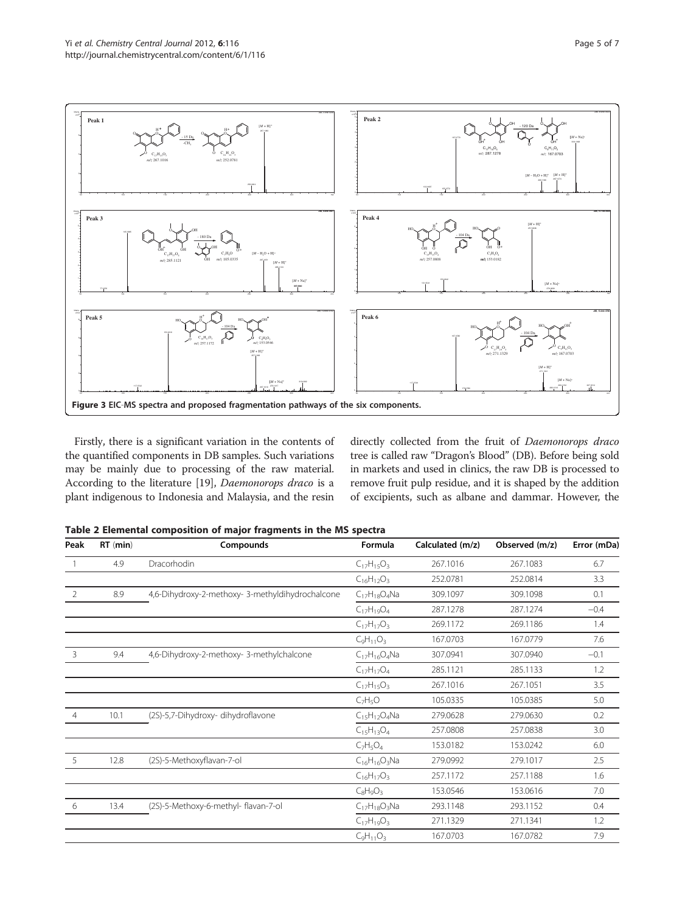**Figure 3 EIC-MS spectra and proposed fragmentation pathways of the six components.**

Firstly, there is a significant variation in the contents of the quantified components in DB samples. Such variations may be mainly due to processing of the raw material. According to the literature [19], *Daemonorops draco* is a plant indigenous to Indonesia and Malaysia, and the resin directly collected from the fruit of *Daemonorops draco* tree is called raw "Dragon's Blood" (DB). Before being sold in markets and used in clinics, the raw DB is processed to remove fruit pulp residue, and it is shaped by the addition of excipients, such as albane and dammar. However, the

**Table 2 Elemental composition of major fragments in the MS spectra**

| Peak | RT (min) | Compounds | Formula | Calculated (m/z) | Observed (m/z) | Error (mDa) |
|---|---|---|---|---|---|---|
| 1 | 4.9 | Dracorhodin | $C_{17}H_{15}O_3$ | 267.1016 | 267.1083 | 6.7 |
| | | | $C_{16}H_{12}O_3$ | 252.0781 | 252.0814 | 3.3 |
| 2 | 8.9 | 4,6-Dihydroxy-2-methoxy- 3-methyldihydrochalcone | $C_{17}H_{18}O_4Na$ | 309.1097 | 309.1098 | 0.1 |
| | | | $C_{17}H_{19}O_4$ | 287.1278 | 287.1274 | −0.4 |
| | | | $C_{17}H_{17}O_3$ | 269.1172 | 269.1186 | 1.4 |
| | | | $C_9H_{11}O_3$ | 167.0703 | 167.0779 | 7.6 |
| 3 | 9.4 | 4,6-Dihydroxy-2-methoxy- 3-methylchalcone | $C_{17}H_{16}O_4Na$ | 307.0941 | 307.0940 | −0.1 |
| | | | $C_{17}H_{17}O_4$ | 285.1121 | 285.1133 | 1.2 |
| | | | $C_{17}H_{15}O_3$ | 267.1016 | 267.1051 | 3.5 |
| | | | $C_7H_5O$ | 105.0335 | 105.0385 | 5.0 |
| 4 | 10.1 | (2S)-5,7-Dihydroxy- dihydroflavone | $C_{15}H_{12}O_4Na$ | 279.0628 | 279.0630 | 0.2 |
| | | | $C_{15}H_{13}O_4$ | 257.0808 | 257.0838 | 3.0 |
| | | | $C_7H_5O_4$ | 153.0182 | 153.0242 | 6.0 |
| 5 | 12.8 | (2S)-5-Methoxyflavan-7-ol | $C_{16}H_{16}O_3Na$ | 279.0992 | 279.1017 | 2.5 |
| | | | $C_{16}H_{17}O_3$ | 257.1172 | 257.1188 | 1.6 |
| | | | $C_8H_9O_3$ | 153.0546 | 153.0616 | 7.0 |
| 6 | 13.4 | (2S)-5-Methoxy-6-methyl- flavan-7-ol | $C_{17}H_{18}O_3Na$ | 293.1148 | 293.1152 | 0.4 |
| | | | $C_{17}H_{19}O_3$ | 271.1329 | 271.1341 | 1.2 |
| | | | $C_9H_{11}O_3$ | 167.0703 | 167.0782 | 7.9 |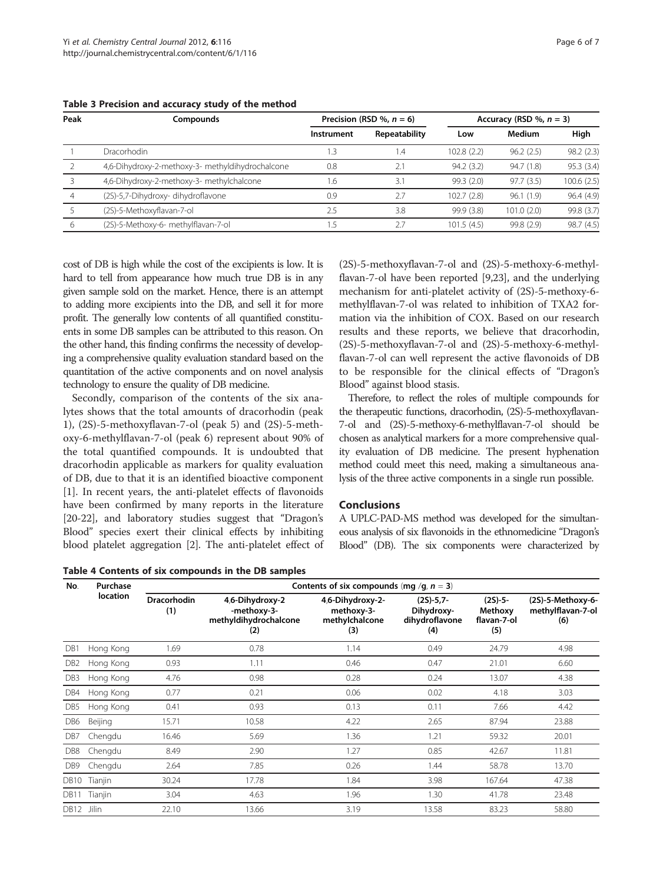**Table 3 Precision and accuracy study of the method**

| Peak | Compounds | Precision (RSD %, $n = 6$) | | Accuracy (RSD %, $n = 3$) | | |
|---|---|---|---|---|---|---|
| | | Instrument | Repeatability | Low | Medium | High |
| 1 | Dracorhodin | 1.3 | 1.4 | 102.8 (2.2) | 96.2 (2.5) | 98.2 (2.3) |
| 2 | 4,6-Dihydroxy-2-methoxy-3- methyldihydrochalcone | 0.8 | 2.1 | 94.2 (3.2) | 94.7 (1.8) | 95.3 (3.4) |
| 3 | 4,6-Dihydroxy-2-methoxy-3- methylchalcone | 1.6 | 3.1 | 99.3 (2.0) | 97.7 (3.5) | 100.6 (2.5) |
| 4 | (2S)-5,7-Dihydroxy- dihydroflavone | 0.9 | 2.7 | 102.7 (2.8) | 96.1 (1.9) | 96.4 (4.9) |
| 5 | (2S)-5-Methoxyflavan-7-ol | 2.5 | 3.8 | 99.9 (3.8) | 101.0 (2.0) | 99.8 (3.7) |
| 6 | (2S)-5-Methoxy-6- methylflavan-7-ol | 1.5 | 2.7 | 101.5 (4.5) | 99.8 (2.9) | 98.7 (4.5) |

cost of DB is high while the cost of the excipients is low. It is hard to tell from appearance how much true DB is in any given sample sold on the market. Hence, there is an attempt to adding more excipients into the DB, and sell it for more profit. The generally low contents of all quantified constituents in some DB samples can be attributed to this reason. On the other hand, this finding confirms the necessity of developing a comprehensive quality evaluation standard based on the quantitation of the active components and on novel analysis technology to ensure the quality of DB medicine.

Secondly, comparison of the contents of the six analytes shows that the total amounts of dracorhodin (peak 1), (2S)-5-methoxyflavan-7-ol (peak 5) and (2S)-5-methoxy-6-methylflavan-7-ol (peak 6) represent about 90% of the total quantified compounds. It is undoubted that dracorhodin applicable as markers for quality evaluation of DB, due to that it is an identified bioactive component [1]. In recent years, the anti-platelet effects of flavonoids have been confirmed by many reports in the literature [20-22], and laboratory studies suggest that "Dragon's Blood" species exert their clinical effects by inhibiting blood platelet aggregation [2]. The anti-platelet effect of (2S)-5-methoxyflavan-7-ol and (2S)-5-methoxy-6-methylflavan-7-ol have been reported [9,23], and the underlying mechanism for anti-platelet activity of (2S)-5-methoxy-6-methylflavan-7-ol was related to inhibition of TXA2 formation via the inhibition of COX. Based on our research results and these reports, we believe that dracorhodin, (2S)-5-methoxyflavan-7-ol and (2S)-5-methoxy-6-methylflavan-7-ol can well represent the active flavonoids of DB to be responsible for the clinical effects of "Dragon's Blood" against blood stasis.

Therefore, to reflect the roles of multiple compounds for the therapeutic functions, dracorhodin, (2S)-5-methoxyflavan-7-ol and (2S)-5-methoxy-6-methylflavan-7-ol should be chosen as analytical markers for a more comprehensive quality evaluation of DB medicine. The present hyphenation method could meet this need, making a simultaneous analysis of the three active components in a single run possible.

## Conclusions

A UPLC-PAD-MS method was developed for the simultaneous analysis of six flavonoids in the ethnomedicine "Dragon's Blood" (DB). The six components were characterized by

**Table 4 Contents of six compounds in the DB samples**

| No. | Purchase location | Contents of six compounds (mg /g, $n = 3$) | | | | | |
|---|---|---|---|---|---|---|---|
| | | Dracorhodin (1) | 4,6-Dihydroxy-2 -methoxy-3- methyldihydrochalcone (2) | 4,6-Dihydroxy-2- methoxy-3- methylchalcone (3) | (2S)-5,7- Dihydroxy- dihydroflavone (4) | (2S)-5- Methoxy flavan-7-ol (5) | (2S)-5-Methoxy-6- methylflavan-7-ol (6) |
| DB1 | Hong Kong | 1.69 | 0.78 | 1.14 | 0.49 | 24.79 | 4.98 |
| DB2 | Hong Kong | 0.93 | 1.11 | 0.46 | 0.47 | 21.01 | 6.60 |
| DB3 | Hong Kong | 4.76 | 0.98 | 0.28 | 0.24 | 13.07 | 4.38 |
| DB4 | Hong Kong | 0.77 | 0.21 | 0.06 | 0.02 | 4.18 | 3.03 |
| DB5 | Hong Kong | 0.41 | 0.93 | 0.13 | 0.11 | 7.66 | 4.42 |
| DB6 | Beijing | 15.71 | 10.58 | 4.22 | 2.65 | 87.94 | 23.88 |
| DB7 | Chengdu | 16.46 | 5.69 | 1.36 | 1.21 | 59.32 | 20.01 |
| DB8 | Chengdu | 8.49 | 2.90 | 1.27 | 0.85 | 42.67 | 11.81 |
| DB9 | Chengdu | 2.64 | 7.85 | 0.26 | 1.44 | 58.78 | 13.70 |
| DB10 | Tianjin | 30.24 | 17.78 | 1.84 | 3.98 | 167.64 | 47.38 |
| DB11 | Tianjin | 3.04 | 4.63 | 1.96 | 1.30 | 41.78 | 23.48 |
| DB12 | Jilin | 22.10 | 13.66 | 3.19 | 13.58 | 83.23 | 58.80 |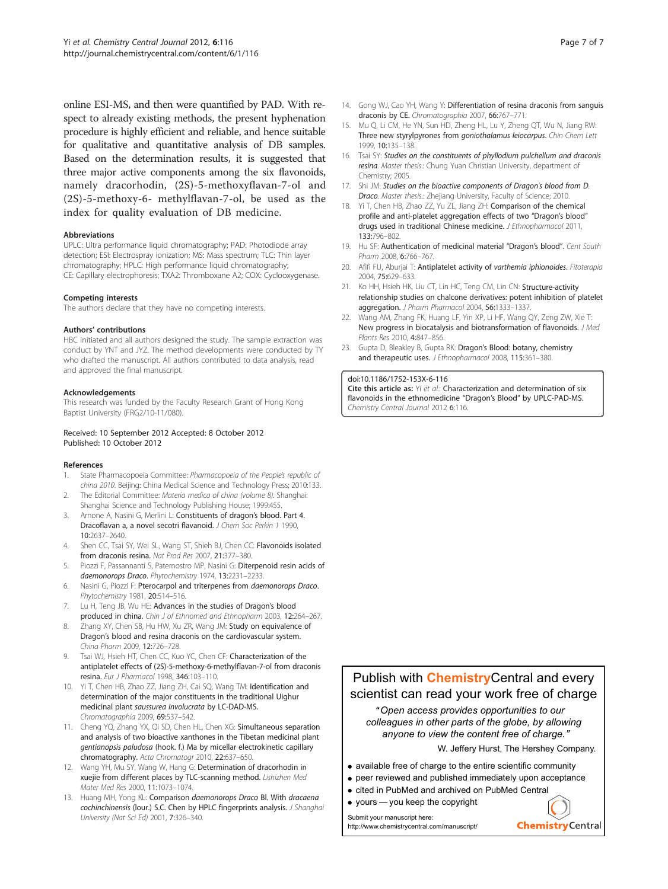online ESI-MS, and then were quantified by PAD. With respect to already existing methods, the present hyphenation procedure is highly efficient and reliable, and hence suitable for qualitative and quantitative analysis of DB samples. Based on the determination results, it is suggested that three major active components among the six flavonoids, namely dracorhodin, (2S)-5-methoxyflavan-7-ol and (2S)-5-methoxy-6- methylflavan-7-ol, be used as the index for quality evaluation of DB medicine.

### Abbreviations

UPLC: Ultra performance liquid chromatography; PAD: Photodiode array detection; ESI: Electrospray ionization; MS: Mass spectrum; TLC: Thin layer chromatography; HPLC: High performance liquid chromatography; CE: Capillary electrophoresis; TXA2: Thromboxane A2; COX: Cyclooxygenase.

### Competing interests

The authors declare that they have no competing interests.

### Authors' contributions

HBC initiated and all authors designed the study. The sample extraction was conduct by YNT and JYZ. The method developments were conducted by TY who drafted the manuscript. All authors contributed to data analysis, read and approved the final manuscript.

### Acknowledgements

This research was funded by the Faculty Research Grant of Hong Kong Baptist University (FRG2/10-11/080).

Received: 10 September 2012 Accepted: 8 October 2012
Published: 10 October 2012

### References

1. State Pharmacopoeia Committee: *Pharmacopoeia of the People's republic of china 2010*. Beijing: China Medical Science and Technology Press; 2010:133.
2. The Editorial Committee: *Materia medica of china (volume 8)*. Shanghai: Shanghai Science and Technology Publishing House; 1999:455.
3. Arnone A, Nasini G, Merlini L: **Constituents of dragon's blood. Part 4. Dracoflavan a, a novel secotri flavanoid.** *J Chem Soc Perkin 1* 1990, **10:**2637–2640.
4. Shen CC, Tsai SY, Wei SL, Wang ST, Shieh BJ, Chen CC: **Flavonoids isolated from draconis resina.** *Nat Prod Res* 2007, **21:**377–380.
5. Piozzi F, Passannanti S, Paternostro MP, Nasini G: **Diterpenoid resin acids of** ***daemonorops Draco*****.** *Phytochemistry* 1974, **13:**2231–2233.
6. Nasini G, Piozzi F: **Pterocarpol and triterpenes from** ***daemonorops Draco*****.** *Phytochemistry* 1981, **20:**514–516.
7. Lu H, Teng JB, Wu HE: **Advances in the studies of Dragon's blood produced in china.** *Chin J of Ethnomed and Ethnopharm* 2003, **12:**264–267.
8. Zhang XY, Chen SB, Hu HW, Xu ZR, Wang JM: **Study on equivalence of Dragon's blood and resina draconis on the cardiovascular system.** *China Pharm* 2009, **12:**726–728.
9. Tsai WJ, Hsieh HT, Chen CC, Kuo YC, Chen CF: **Characterization of the antiplatelet effects of (2S)-5-methoxy-6-methylflavan-7-ol from draconis resina.** *Eur J Pharmacol* 1998, **346:**103–110.
10. Yi T, Chen HB, Zhao ZZ, Jiang ZH, Cai SQ, Wang TM: **Identification and determination of the major constituents in the traditional Uighur medicinal plant** ***saussurea involucrata*** **by LC-DAD-MS.** *Chromatographia* 2009, **69:**537–542.
11. Cheng YQ, Zhang YX, Qi SD, Chen HL, Chen XG: **Simultaneous separation and analysis of two bioactive xanthones in the Tibetan medicinal plant** ***gentianopsis paludosa*** **(hook. f.) Ma by micellar electrokinetic capillary chromatography.** *Acta Chromatogr* 2010, **22:**637–650.
12. Wang YH, Mu SY, Wang W, Hang G: **Determination of dracorhodin in xuejie from different places by TLC-scanning method.** *Lishizhen Med Mater Med Res* 2000, **11:**1073–1074.
13. Huang MH, Yong KL: **Comparison** ***daemonorops Draco*** **Bl. With** ***dracaena cochinchinensis*** **(lour.) S.C. Chen by HPLC fingerprints analysis.** *J Shanghai University (Nat Sci Ed)* 2001, **7:**326–340.
14. Gong WJ, Cao YH, Wang Y: **Differentiation of resina draconis from sanguis draconis by CE.** *Chromatographia* 2007, **66:**767–771.
15. Mu Q, Li CM, He YN, Sun HD, Zheng HL, Lu Y, Zheng QT, Wu N, Jiang RW: **Three new styrylpyrones from** ***goniothalamus leiocarpus*****.** *Chin Chem Lett* 1999, **10:**135–138.
16. Tsai SY: ***Studies on the constituents of phyllodium pulchellum and draconis resina***. *Master thesis*.: Chung Yuan Christian University, department of Chemistry; 2005.
17. Shi JM: ***Studies on the bioactive components of Dragon's blood from D. Draco***. *Master thesis*.: Zhejiang University, Faculty of Science; 2010.
18. Yi T, Chen HB, Zhao ZZ, Yu ZL, Jiang ZH: **Comparison of the chemical profile and anti-platelet aggregation effects of two "Dragon's blood" drugs used in traditional Chinese medicine.** *J Ethnopharmacol* 2011, **133:**796–802.
19. Hu SF: **Authentication of medicinal material "Dragon's blood".** *Cent South Pharm* 2008, **6:**766–767.
20. Afifi FU, Aburjai T: **Antiplatelet activity of** ***varthemia iphionoides*****.** *Fitoterapia* 2004, **75:**629–633.
21. Ko HH, Hsieh HK, Liu CT, Lin HC, Teng CM, Lin CN: **Structure-activity relationship studies on chalcone derivatives: potent inhibition of platelet aggregation.** *J Pharm Pharmacol* 2004, **56:**1333–1337.
22. Wang AM, Zhang FK, Huang LF, Yin XP, Li HF, Wang QY, Zeng ZW, Xie T: **New progress in biocatalysis and biotransformation of flavonoids.** *J Med Plants Res* 2010, **4:**847–856.
23. Gupta D, Bleakley B, Gupta RK: **Dragon's Blood: botany, chemistry and therapeutic uses.** *J Ethnopharmacol* 2008, **115:**361–380.

doi:10.1186/1752-153X-6-116

**Cite this article as:** Yi *et al.*: Characterization and determination of six flavonoids in the ethnomedicine "Dragon's Blood" by UPLC-PAD-MS. *Chemistry Central Journal* 2012 **6**:116.

Publish with **Chemistry**Central and every scientist can read your work free of charge

*"Open access provides opportunities to our colleagues in other parts of the globe, by allowing anyone to view the content free of charge."*

W. Jeffery Hurst, The Hershey Company.

- available free of charge to the entire scientific community
- peer reviewed and published immediately upon acceptance
- cited in PubMed and archived on PubMed Central
- yours — you keep the copyright

Submit your manuscript here:
http://www.chemistrycentral.com/manuscript/

**Chemistry**Central